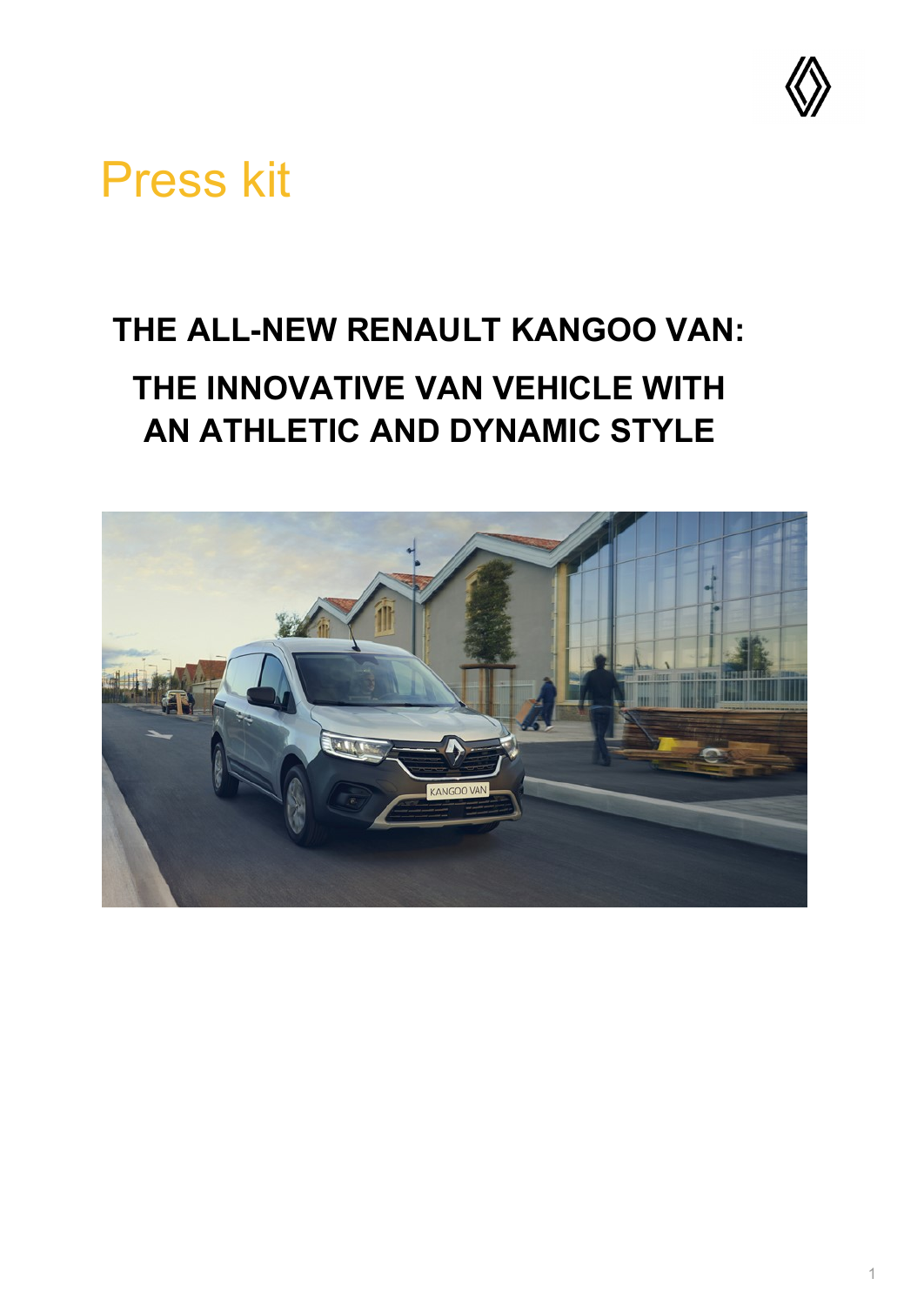# Press kit

## THE ALL-NEW RENAULT KANGOO VAN:

## THE INNOVATIVE VAN VEHICLE WITH AN ATHLETIC AND DYNAMIC STYLE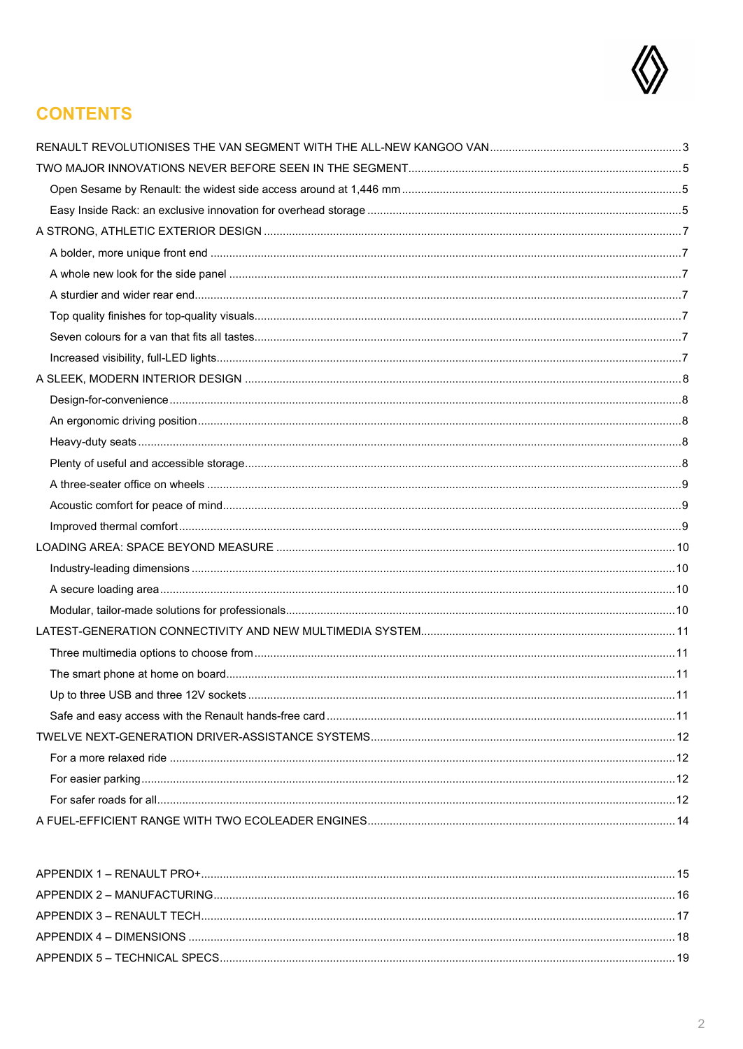# CONTENTS

RENAULT REVOLUTIONISES THE VAN SEGMENT WITH THE ALL-NEW KANGOO VAN ..... 3

TWO MAJOR INNOVATIONS NEVER BEFORE SEEN IN THE SEGMENT ..... 5

- Open Sesame by Renault: the widest side access around at 1,446 mm ..... 5
- Easy Inside Rack: an exclusive innovation for overhead storage ..... 5

A STRONG, ATHLETIC EXTERIOR DESIGN ..... 7

- A bolder, more unique front end ..... 7
- A whole new look for the side panel ..... 7
- A sturdier and wider rear end ..... 7
- Top quality finishes for top-quality visuals ..... 7
- Seven colours for a van that fits all tastes ..... 7
- Increased visibility, full-LED lights ..... 7

A SLEEK, MODERN INTERIOR DESIGN ..... 8

- Design-for-convenience ..... 8
- An ergonomic driving position ..... 8
- Heavy-duty seats ..... 8
- Plenty of useful and accessible storage ..... 8
- A three-seater office on wheels ..... 9
- Acoustic comfort for peace of mind ..... 9
- Improved thermal comfort ..... 9

LOADING AREA: SPACE BEYOND MEASURE ..... 10

- Industry-leading dimensions ..... 10
- A secure loading area ..... 10
- Modular, tailor-made solutions for professionals ..... 10

LATEST-GENERATION CONNECTIVITY AND NEW MULTIMEDIA SYSTEM ..... 11

- Three multimedia options to choose from ..... 11
- The smart phone at home on board ..... 11
- Up to three USB and three 12V sockets ..... 11
- Safe and easy access with the Renault hands-free card ..... 11

TWELVE NEXT-GENERATION DRIVER-ASSISTANCE SYSTEMS ..... 12

- For a more relaxed ride ..... 12
- For easier parking ..... 12
- For safer roads for all ..... 12

A FUEL-EFFICIENT RANGE WITH TWO ECOLEADER ENGINES ..... 14

APPENDIX 1 – RENAULT PRO+ ..... 15

APPENDIX 2 – MANUFACTURING ..... 16

APPENDIX 3 – RENAULT TECH ..... 17

APPENDIX 4 – DIMENSIONS ..... 18

APPENDIX 5 – TECHNICAL SPECS ..... 19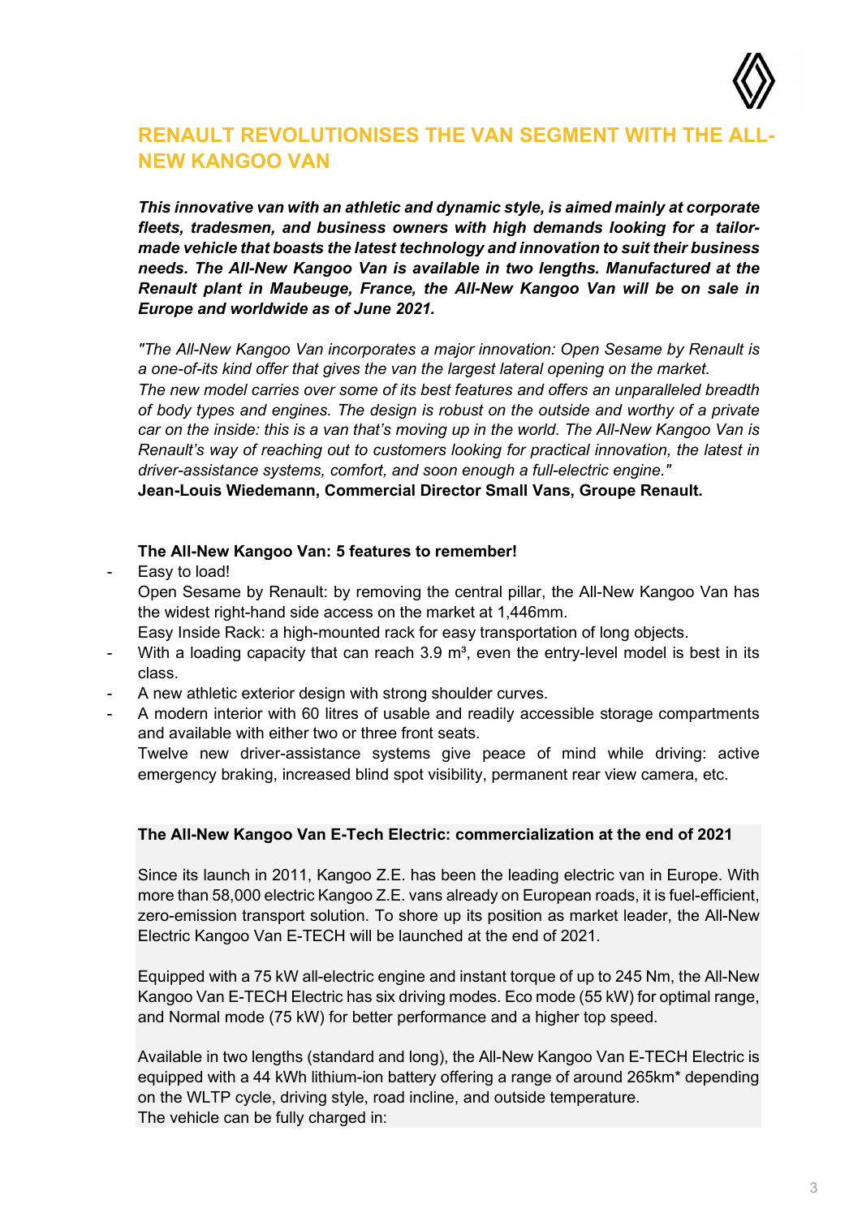# RENAULT REVOLUTIONISES THE VAN SEGMENT WITH THE ALL-NEW KANGOO VAN

***This innovative van with an athletic and dynamic style, is aimed mainly at corporate fleets, tradesmen, and business owners with high demands looking for a tailor-made vehicle that boasts the latest technology and innovation to suit their business needs. The All-New Kangoo Van is available in two lengths. Manufactured at the Renault plant in Maubeuge, France, the All-New Kangoo Van will be on sale in Europe and worldwide as of June 2021.***

*"The All-New Kangoo Van incorporates a major innovation: Open Sesame by Renault is a one-of-its kind offer that gives the van the largest lateral opening on the market.*
*The new model carries over some of its best features and offers an unparalleled breadth of body types and engines. The design is robust on the outside and worthy of a private car on the inside: this is a van that's moving up in the world. The All-New Kangoo Van is Renault's way of reaching out to customers looking for practical innovation, the latest in driver-assistance systems, comfort, and soon enough a full-electric engine."*
**Jean-Louis Wiedemann, Commercial Director Small Vans, Groupe Renault.**

**The All-New Kangoo Van: 5 features to remember!**

- Easy to load!
  Open Sesame by Renault: by removing the central pillar, the All-New Kangoo Van has the widest right-hand side access on the market at 1,446mm.
  Easy Inside Rack: a high-mounted rack for easy transportation of long objects.
- With a loading capacity that can reach 3.9 m³, even the entry-level model is best in its class.
- A new athletic exterior design with strong shoulder curves.
- A modern interior with 60 litres of usable and readily accessible storage compartments and available with either two or three front seats.
  Twelve new driver-assistance systems give peace of mind while driving: active emergency braking, increased blind spot visibility, permanent rear view camera, etc.

**The All-New Kangoo Van E-Tech Electric: commercialization at the end of 2021**

Since its launch in 2011, Kangoo Z.E. has been the leading electric van in Europe. With more than 58,000 electric Kangoo Z.E. vans already on European roads, it is fuel-efficient, zero-emission transport solution. To shore up its position as market leader, the All-New Electric Kangoo Van E-TECH will be launched at the end of 2021.

Equipped with a 75 kW all-electric engine and instant torque of up to 245 Nm, the All-New Kangoo Van E-TECH Electric has six driving modes. Eco mode (55 kW) for optimal range, and Normal mode (75 kW) for better performance and a higher top speed.

Available in two lengths (standard and long), the All-New Kangoo Van E-TECH Electric is equipped with a 44 kWh lithium-ion battery offering a range of around 265km* depending on the WLTP cycle, driving style, road incline, and outside temperature.
The vehicle can be fully charged in: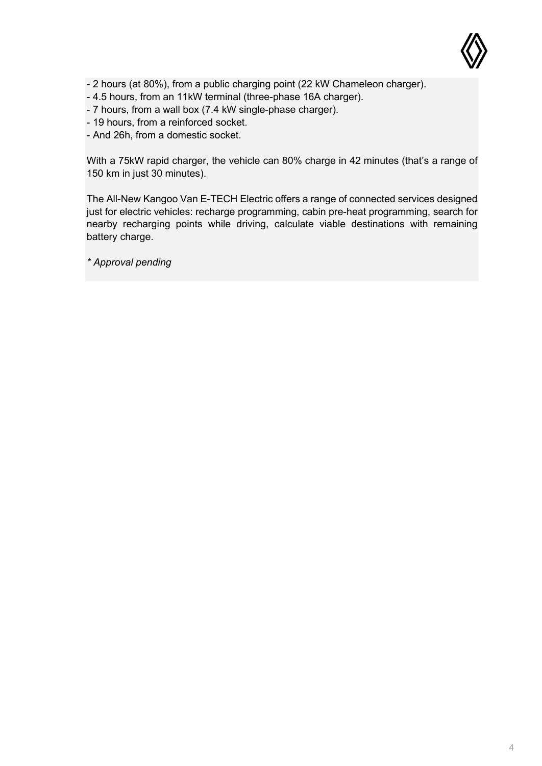- 2 hours (at 80%), from a public charging point (22 kW Chameleon charger).
- 4.5 hours, from an 11kW terminal (three-phase 16A charger).
- 7 hours, from a wall box (7.4 kW single-phase charger).
- 19 hours, from a reinforced socket.
- And 26h, from a domestic socket.

With a 75kW rapid charger, the vehicle can 80% charge in 42 minutes (that's a range of 150 km in just 30 minutes).

The All-New Kangoo Van E-TECH Electric offers a range of connected services designed just for electric vehicles: recharge programming, cabin pre-heat programming, search for nearby recharging points while driving, calculate viable destinations with remaining battery charge.

*\* Approval pending*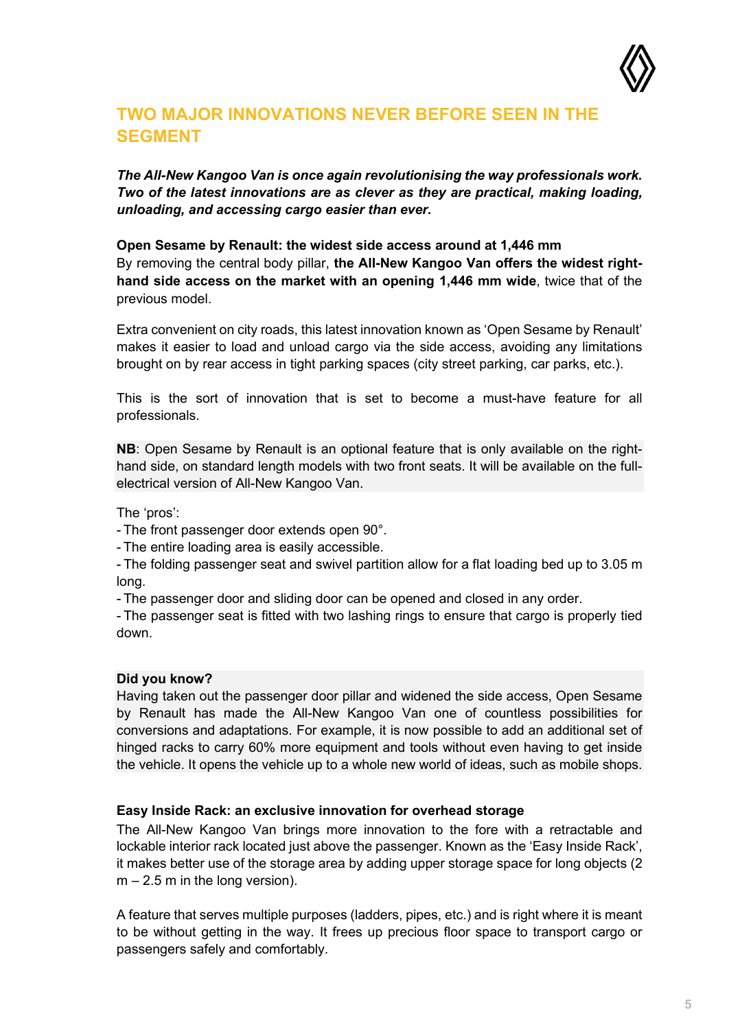## TWO MAJOR INNOVATIONS NEVER BEFORE SEEN IN THE SEGMENT

***The All-New Kangoo Van is once again revolutionising the way professionals work. Two of the latest innovations are as clever as they are practical, making loading, unloading, and accessing cargo easier than ever.***

**Open Sesame by Renault: the widest side access around at 1,446 mm**

By removing the central body pillar, **the All-New Kangoo Van offers the widest right-hand side access on the market with an opening 1,446 mm wide**, twice that of the previous model.

Extra convenient on city roads, this latest innovation known as 'Open Sesame by Renault' makes it easier to load and unload cargo via the side access, avoiding any limitations brought on by rear access in tight parking spaces (city street parking, car parks, etc.).

This is the sort of innovation that is set to become a must-have feature for all professionals.

**NB**: Open Sesame by Renault is an optional feature that is only available on the right-hand side, on standard length models with two front seats. It will be available on the full-electrical version of All-New Kangoo Van.

The 'pros':

- The front passenger door extends open 90°.
- The entire loading area is easily accessible.
- The folding passenger seat and swivel partition allow for a flat loading bed up to 3.05 m long.
- The passenger door and sliding door can be opened and closed in any order.
- The passenger seat is fitted with two lashing rings to ensure that cargo is properly tied down.

**Did you know?**

Having taken out the passenger door pillar and widened the side access, Open Sesame by Renault has made the All-New Kangoo Van one of countless possibilities for conversions and adaptations. For example, it is now possible to add an additional set of hinged racks to carry 60% more equipment and tools without even having to get inside the vehicle. It opens the vehicle up to a whole new world of ideas, such as mobile shops.

**Easy Inside Rack: an exclusive innovation for overhead storage**

The All-New Kangoo Van brings more innovation to the fore with a retractable and lockable interior rack located just above the passenger. Known as the 'Easy Inside Rack', it makes better use of the storage area by adding upper storage space for long objects (2 m – 2.5 m in the long version).

A feature that serves multiple purposes (ladders, pipes, etc.) and is right where it is meant to be without getting in the way. It frees up precious floor space to transport cargo or passengers safely and comfortably.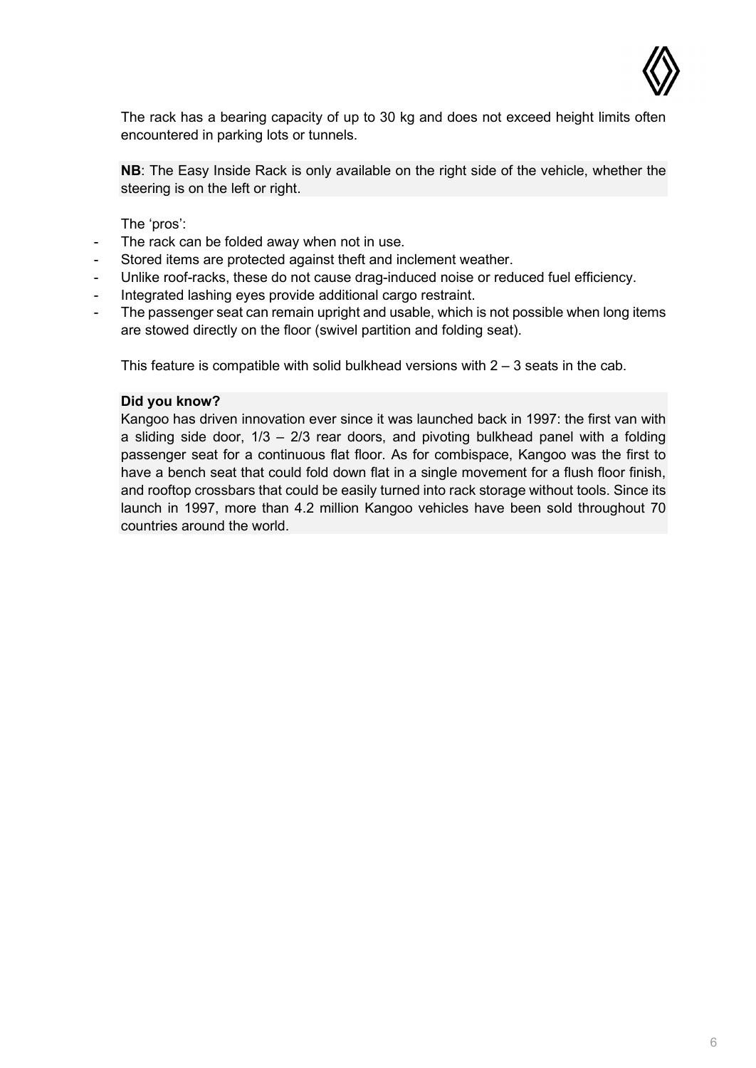The rack has a bearing capacity of up to 30 kg and does not exceed height limits often encountered in parking lots or tunnels.

**NB**: The Easy Inside Rack is only available on the right side of the vehicle, whether the steering is on the left or right.

The 'pros':

- The rack can be folded away when not in use.
- Stored items are protected against theft and inclement weather.
- Unlike roof-racks, these do not cause drag-induced noise or reduced fuel efficiency.
- Integrated lashing eyes provide additional cargo restraint.
- The passenger seat can remain upright and usable, which is not possible when long items are stowed directly on the floor (swivel partition and folding seat).

This feature is compatible with solid bulkhead versions with 2 – 3 seats in the cab.

**Did you know?**
Kangoo has driven innovation ever since it was launched back in 1997: the first van with a sliding side door, 1/3 – 2/3 rear doors, and pivoting bulkhead panel with a folding passenger seat for a continuous flat floor. As for combispace, Kangoo was the first to have a bench seat that could fold down flat in a single movement for a flush floor finish, and rooftop crossbars that could be easily turned into rack storage without tools. Since its launch in 1997, more than 4.2 million Kangoo vehicles have been sold throughout 70 countries around the world.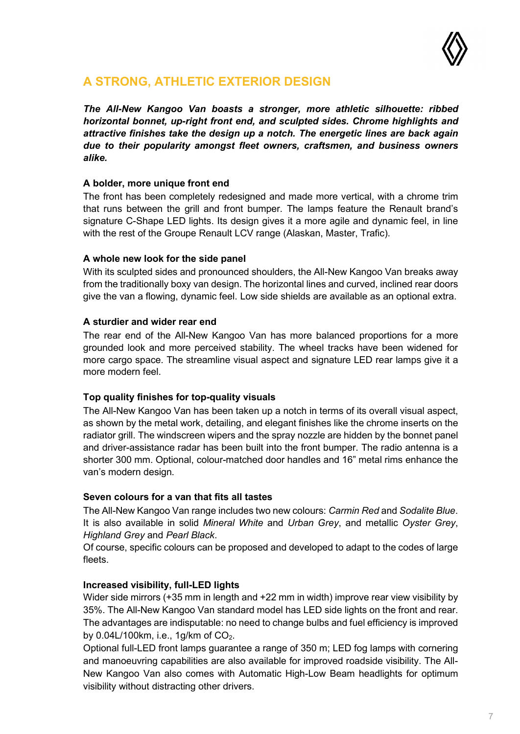## A STRONG, ATHLETIC EXTERIOR DESIGN

***The All-New Kangoo Van boasts a stronger, more athletic silhouette: ribbed horizontal bonnet, up-right front end, and sculpted sides. Chrome highlights and attractive finishes take the design up a notch. The energetic lines are back again due to their popularity amongst fleet owners, craftsmen, and business owners alike.***

**A bolder, more unique front end**

The front has been completely redesigned and made more vertical, with a chrome trim that runs between the grill and front bumper. The lamps feature the Renault brand's signature C-Shape LED lights. Its design gives it a more agile and dynamic feel, in line with the rest of the Groupe Renault LCV range (Alaskan, Master, Trafic).

**A whole new look for the side panel**

With its sculpted sides and pronounced shoulders, the All-New Kangoo Van breaks away from the traditionally boxy van design. The horizontal lines and curved, inclined rear doors give the van a flowing, dynamic feel. Low side shields are available as an optional extra.

**A sturdier and wider rear end**

The rear end of the All-New Kangoo Van has more balanced proportions for a more grounded look and more perceived stability. The wheel tracks have been widened for more cargo space. The streamline visual aspect and signature LED rear lamps give it a more modern feel.

**Top quality finishes for top-quality visuals**

The All-New Kangoo Van has been taken up a notch in terms of its overall visual aspect, as shown by the metal work, detailing, and elegant finishes like the chrome inserts on the radiator grill. The windscreen wipers and the spray nozzle are hidden by the bonnet panel and driver-assistance radar has been built into the front bumper. The radio antenna is a shorter 300 mm. Optional, colour-matched door handles and 16" metal rims enhance the van's modern design.

**Seven colours for a van that fits all tastes**

The All-New Kangoo Van range includes two new colours: *Carmin Red* and *Sodalite Blue*. It is also available in solid *Mineral White* and *Urban Grey*, and metallic *Oyster Grey*, *Highland Grey* and *Pearl Black*.

Of course, specific colours can be proposed and developed to adapt to the codes of large fleets.

**Increased visibility, full-LED lights**

Wider side mirrors (+35 mm in length and +22 mm in width) improve rear view visibility by 35%. The All-New Kangoo Van standard model has LED side lights on the front and rear. The advantages are indisputable: no need to change bulbs and fuel efficiency is improved by 0.04L/100km, i.e., 1g/km of $CO_2$.

Optional full-LED front lamps guarantee a range of 350 m; LED fog lamps with cornering and manoeuvring capabilities are also available for improved roadside visibility. The All-New Kangoo Van also comes with Automatic High-Low Beam headlights for optimum visibility without distracting other drivers.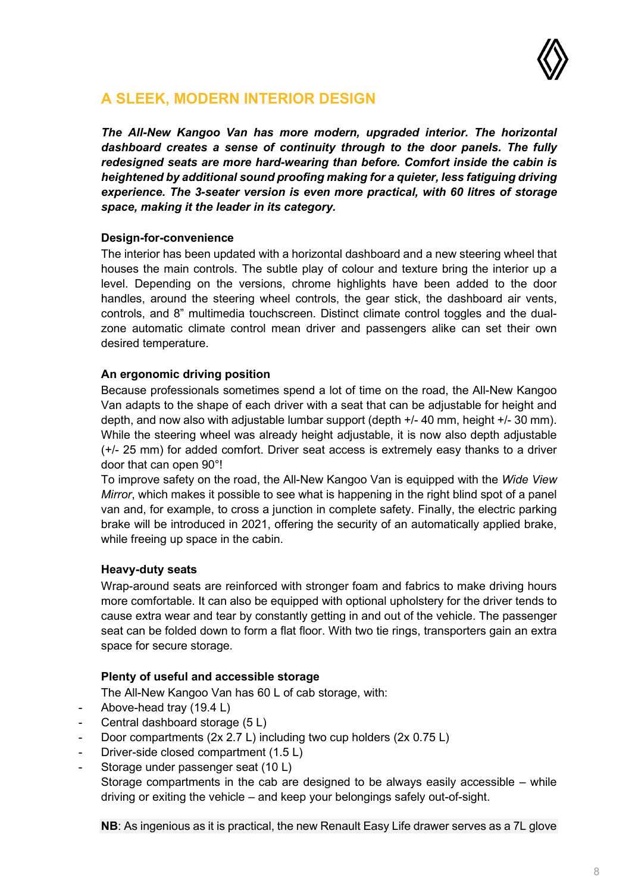## A SLEEK, MODERN INTERIOR DESIGN

***The All-New Kangoo Van has more modern, upgraded interior. The horizontal dashboard creates a sense of continuity through to the door panels. The fully redesigned seats are more hard-wearing than before. Comfort inside the cabin is heightened by additional sound proofing making for a quieter, less fatiguing driving experience. The 3-seater version is even more practical, with 60 litres of storage space, making it the leader in its category.***

**Design-for-convenience**

The interior has been updated with a horizontal dashboard and a new steering wheel that houses the main controls. The subtle play of colour and texture bring the interior up a level. Depending on the versions, chrome highlights have been added to the door handles, around the steering wheel controls, the gear stick, the dashboard air vents, controls, and 8" multimedia touchscreen. Distinct climate control toggles and the dual-zone automatic climate control mean driver and passengers alike can set their own desired temperature.

**An ergonomic driving position**

Because professionals sometimes spend a lot of time on the road, the All-New Kangoo Van adapts to the shape of each driver with a seat that can be adjustable for height and depth, and now also with adjustable lumbar support (depth +/- 40 mm, height +/- 30 mm). While the steering wheel was already height adjustable, it is now also depth adjustable (+/- 25 mm) for added comfort. Driver seat access is extremely easy thanks to a driver door that can open 90°!

To improve safety on the road, the All-New Kangoo Van is equipped with the *Wide View Mirror*, which makes it possible to see what is happening in the right blind spot of a panel van and, for example, to cross a junction in complete safety. Finally, the electric parking brake will be introduced in 2021, offering the security of an automatically applied brake, while freeing up space in the cabin.

**Heavy-duty seats**

Wrap-around seats are reinforced with stronger foam and fabrics to make driving hours more comfortable. It can also be equipped with optional upholstery for the driver tends to cause extra wear and tear by constantly getting in and out of the vehicle. The passenger seat can be folded down to form a flat floor. With two tie rings, transporters gain an extra space for secure storage.

**Plenty of useful and accessible storage**

The All-New Kangoo Van has 60 L of cab storage, with:

- Above-head tray (19.4 L)
- Central dashboard storage (5 L)
- Door compartments (2x 2.7 L) including two cup holders (2x 0.75 L)
- Driver-side closed compartment (1.5 L)
- Storage under passenger seat (10 L)

Storage compartments in the cab are designed to be always easily accessible – while driving or exiting the vehicle – and keep your belongings safely out-of-sight.

**NB**: As ingenious as it is practical, the new Renault Easy Life drawer serves as a 7L glove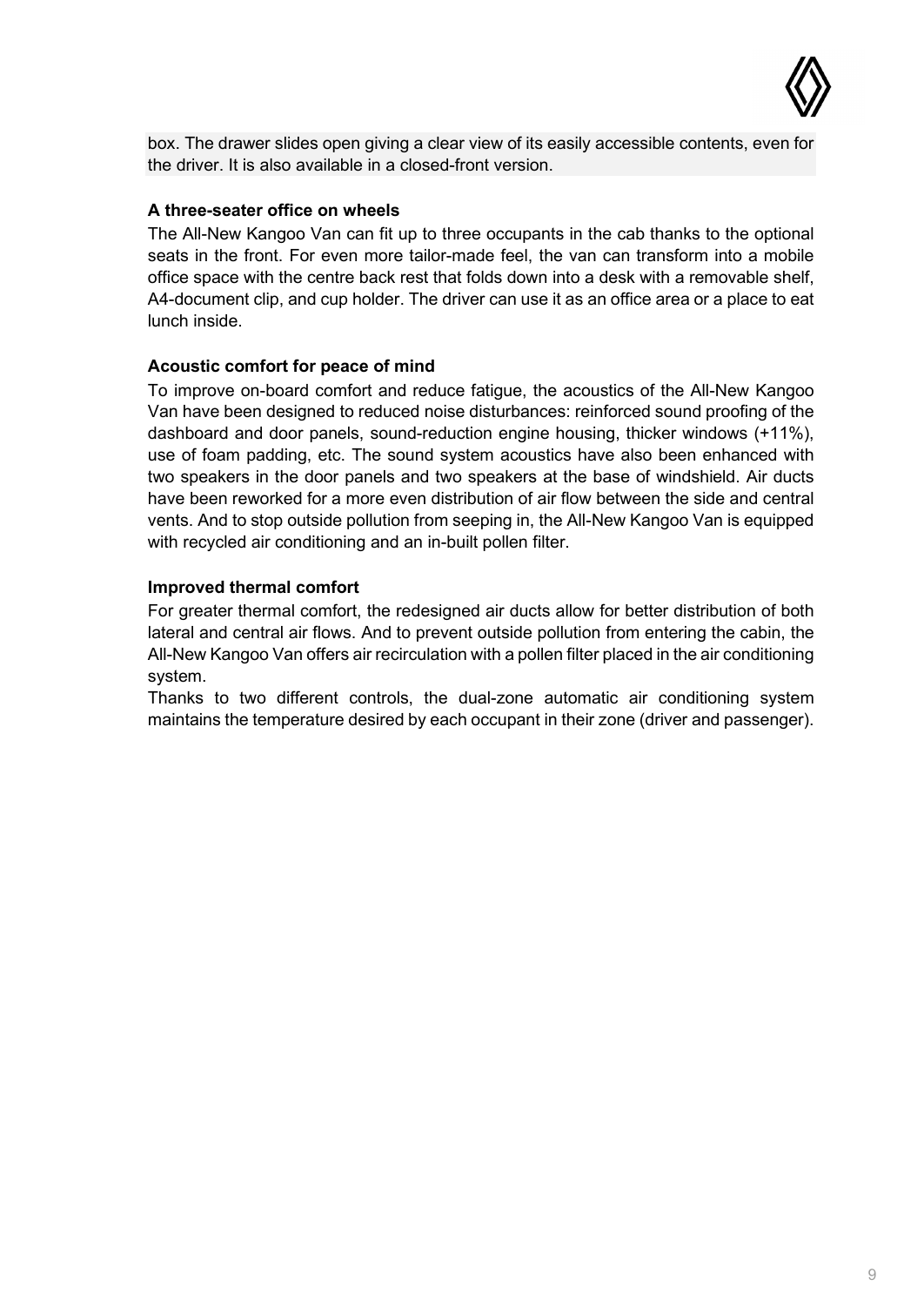box. The drawer slides open giving a clear view of its easily accessible contents, even for the driver. It is also available in a closed-front version.

**A three-seater office on wheels**

The All-New Kangoo Van can fit up to three occupants in the cab thanks to the optional seats in the front. For even more tailor-made feel, the van can transform into a mobile office space with the centre back rest that folds down into a desk with a removable shelf, A4-document clip, and cup holder. The driver can use it as an office area or a place to eat lunch inside.

**Acoustic comfort for peace of mind**

To improve on-board comfort and reduce fatigue, the acoustics of the All-New Kangoo Van have been designed to reduced noise disturbances: reinforced sound proofing of the dashboard and door panels, sound-reduction engine housing, thicker windows (+11%), use of foam padding, etc. The sound system acoustics have also been enhanced with two speakers in the door panels and two speakers at the base of windshield. Air ducts have been reworked for a more even distribution of air flow between the side and central vents. And to stop outside pollution from seeping in, the All-New Kangoo Van is equipped with recycled air conditioning and an in-built pollen filter.

**Improved thermal comfort**

For greater thermal comfort, the redesigned air ducts allow for better distribution of both lateral and central air flows. And to prevent outside pollution from entering the cabin, the All-New Kangoo Van offers air recirculation with a pollen filter placed in the air conditioning system.

Thanks to two different controls, the dual-zone automatic air conditioning system maintains the temperature desired by each occupant in their zone (driver and passenger).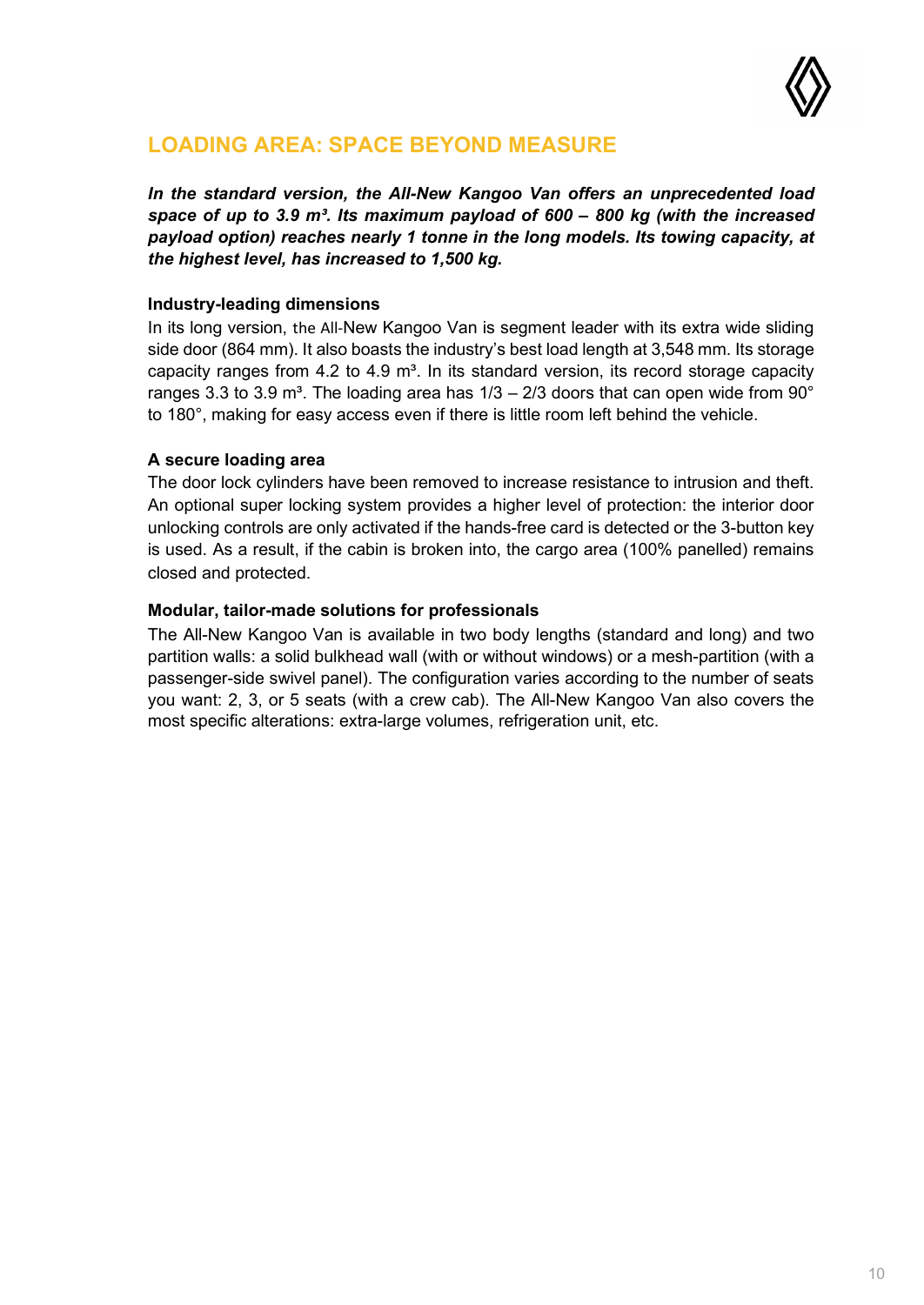## LOADING AREA: SPACE BEYOND MEASURE

***In the standard version, the All-New Kangoo Van offers an unprecedented load space of up to 3.9 m³. Its maximum payload of 600 – 800 kg (with the increased payload option) reaches nearly 1 tonne in the long models. Its towing capacity, at the highest level, has increased to 1,500 kg.***

**Industry-leading dimensions**

In its long version, the All-New Kangoo Van is segment leader with its extra wide sliding side door (864 mm). It also boasts the industry's best load length at 3,548 mm. Its storage capacity ranges from 4.2 to 4.9 m³. In its standard version, its record storage capacity ranges 3.3 to 3.9 m³. The loading area has 1/3 – 2/3 doors that can open wide from 90° to 180°, making for easy access even if there is little room left behind the vehicle.

**A secure loading area**

The door lock cylinders have been removed to increase resistance to intrusion and theft. An optional super locking system provides a higher level of protection: the interior door unlocking controls are only activated if the hands-free card is detected or the 3-button key is used. As a result, if the cabin is broken into, the cargo area (100% panelled) remains closed and protected.

**Modular, tailor-made solutions for professionals**

The All-New Kangoo Van is available in two body lengths (standard and long) and two partition walls: a solid bulkhead wall (with or without windows) or a mesh-partition (with a passenger-side swivel panel). The configuration varies according to the number of seats you want: 2, 3, or 5 seats (with a crew cab). The All-New Kangoo Van also covers the most specific alterations: extra-large volumes, refrigeration unit, etc.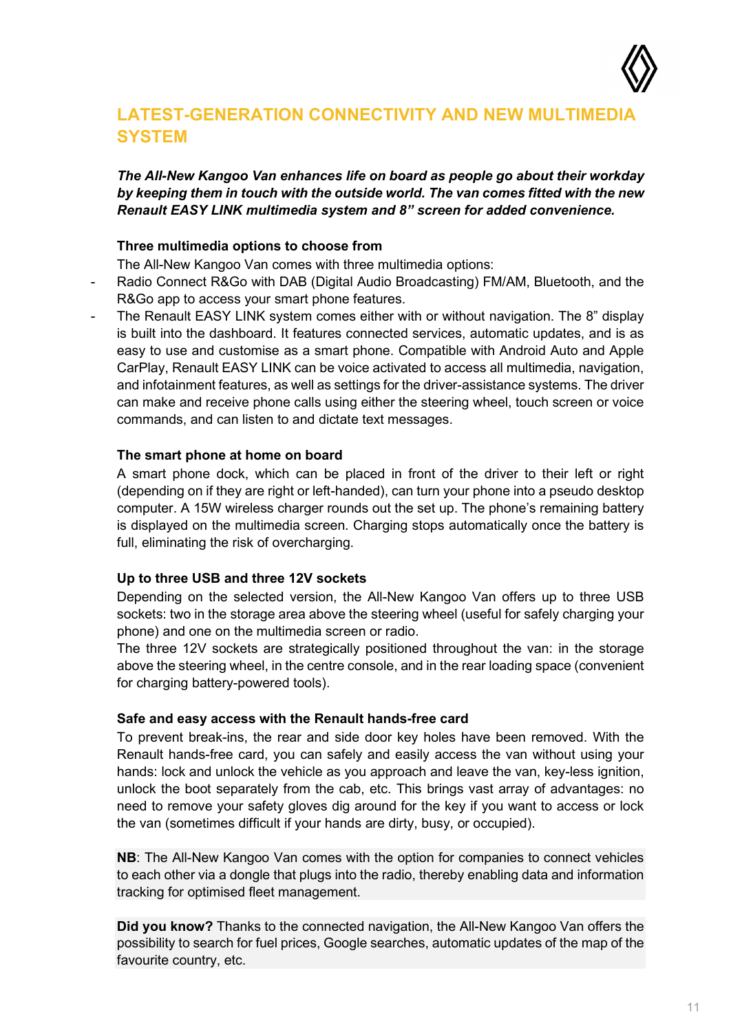## LATEST-GENERATION CONNECTIVITY AND NEW MULTIMEDIA SYSTEM

***The All-New Kangoo Van enhances life on board as people go about their workday by keeping them in touch with the outside world. The van comes fitted with the new Renault EASY LINK multimedia system and 8" screen for added convenience.***

**Three multimedia options to choose from**

The All-New Kangoo Van comes with three multimedia options:

- Radio Connect R&Go with DAB (Digital Audio Broadcasting) FM/AM, Bluetooth, and the R&Go app to access your smart phone features.
- The Renault EASY LINK system comes either with or without navigation. The 8" display is built into the dashboard. It features connected services, automatic updates, and is as easy to use and customise as a smart phone. Compatible with Android Auto and Apple CarPlay, Renault EASY LINK can be voice activated to access all multimedia, navigation, and infotainment features, as well as settings for the driver-assistance systems. The driver can make and receive phone calls using either the steering wheel, touch screen or voice commands, and can listen to and dictate text messages.

**The smart phone at home on board**

A smart phone dock, which can be placed in front of the driver to their left or right (depending on if they are right or left-handed), can turn your phone into a pseudo desktop computer. A 15W wireless charger rounds out the set up. The phone's remaining battery is displayed on the multimedia screen. Charging stops automatically once the battery is full, eliminating the risk of overcharging.

**Up to three USB and three 12V sockets**

Depending on the selected version, the All-New Kangoo Van offers up to three USB sockets: two in the storage area above the steering wheel (useful for safely charging your phone) and one on the multimedia screen or radio.

The three 12V sockets are strategically positioned throughout the van: in the storage above the steering wheel, in the centre console, and in the rear loading space (convenient for charging battery-powered tools).

**Safe and easy access with the Renault hands-free card**

To prevent break-ins, the rear and side door key holes have been removed. With the Renault hands-free card, you can safely and easily access the van without using your hands: lock and unlock the vehicle as you approach and leave the van, key-less ignition, unlock the boot separately from the cab, etc. This brings vast array of advantages: no need to remove your safety gloves dig around for the key if you want to access or lock the van (sometimes difficult if your hands are dirty, busy, or occupied).

**NB**: The All-New Kangoo Van comes with the option for companies to connect vehicles to each other via a dongle that plugs into the radio, thereby enabling data and information tracking for optimised fleet management.

**Did you know?** Thanks to the connected navigation, the All-New Kangoo Van offers the possibility to search for fuel prices, Google searches, automatic updates of the map of the favourite country, etc.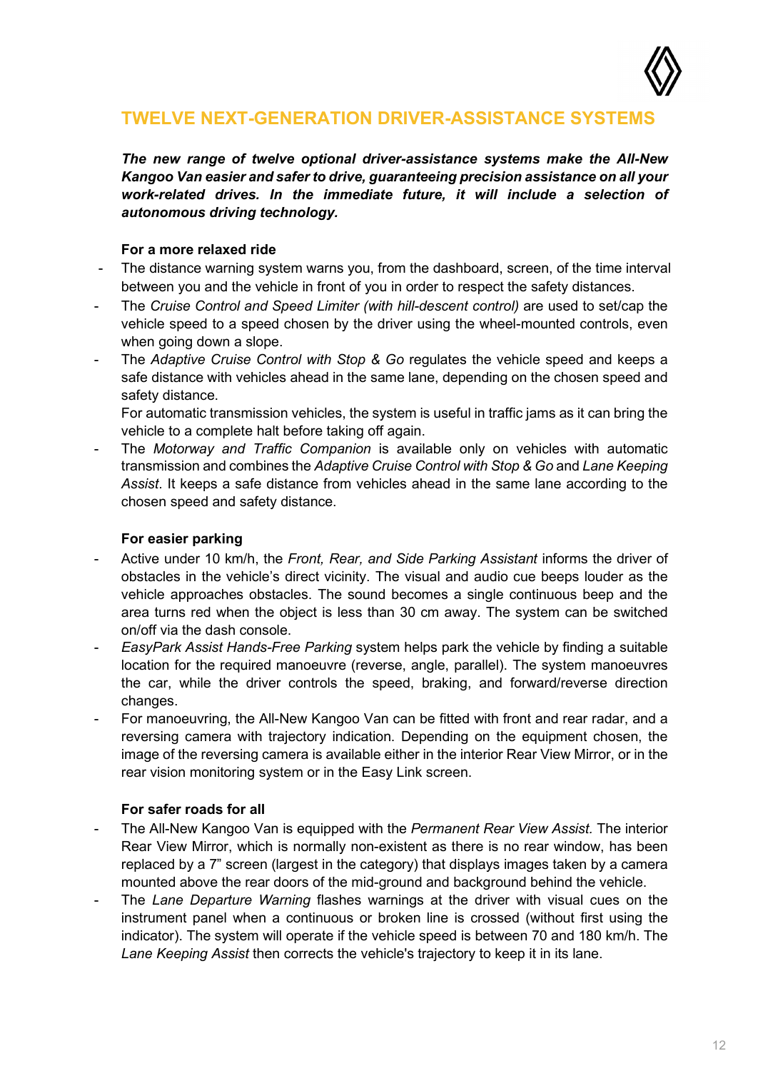## TWELVE NEXT-GENERATION DRIVER-ASSISTANCE SYSTEMS

***The new range of twelve optional driver-assistance systems make the All-New Kangoo Van easier and safer to drive, guaranteeing precision assistance on all your work-related drives. In the immediate future, it will include a selection of autonomous driving technology.***

### For a more relaxed ride

- The distance warning system warns you, from the dashboard, screen, of the time interval between you and the vehicle in front of you in order to respect the safety distances.
- The *Cruise Control and Speed Limiter (with hill-descent control)* are used to set/cap the vehicle speed to a speed chosen by the driver using the wheel-mounted controls, even when going down a slope.
- The *Adaptive Cruise Control with Stop & Go* regulates the vehicle speed and keeps a safe distance with vehicles ahead in the same lane, depending on the chosen speed and safety distance.
  For automatic transmission vehicles, the system is useful in traffic jams as it can bring the vehicle to a complete halt before taking off again.
- The *Motorway and Traffic Companion* is available only on vehicles with automatic transmission and combines the *Adaptive Cruise Control with Stop & Go* and *Lane Keeping Assist*. It keeps a safe distance from vehicles ahead in the same lane according to the chosen speed and safety distance.

### For easier parking

- Active under 10 km/h, the *Front, Rear, and Side Parking Assistant* informs the driver of obstacles in the vehicle's direct vicinity. The visual and audio cue beeps louder as the vehicle approaches obstacles. The sound becomes a single continuous beep and the area turns red when the object is less than 30 cm away. The system can be switched on/off via the dash console.
- *EasyPark Assist Hands-Free Parking* system helps park the vehicle by finding a suitable location for the required manoeuvre (reverse, angle, parallel). The system manoeuvres the car, while the driver controls the speed, braking, and forward/reverse direction changes.
- For manoeuvring, the All-New Kangoo Van can be fitted with front and rear radar, and a reversing camera with trajectory indication. Depending on the equipment chosen, the image of the reversing camera is available either in the interior Rear View Mirror, or in the rear vision monitoring system or in the Easy Link screen.

### For safer roads for all

- The All-New Kangoo Van is equipped with the *Permanent Rear View Assist.* The interior Rear View Mirror, which is normally non-existent as there is no rear window, has been replaced by a 7" screen (largest in the category) that displays images taken by a camera mounted above the rear doors of the mid-ground and background behind the vehicle.
- The *Lane Departure Warning* flashes warnings at the driver with visual cues on the instrument panel when a continuous or broken line is crossed (without first using the indicator). The system will operate if the vehicle speed is between 70 and 180 km/h. The *Lane Keeping Assist* then corrects the vehicle's trajectory to keep it in its lane.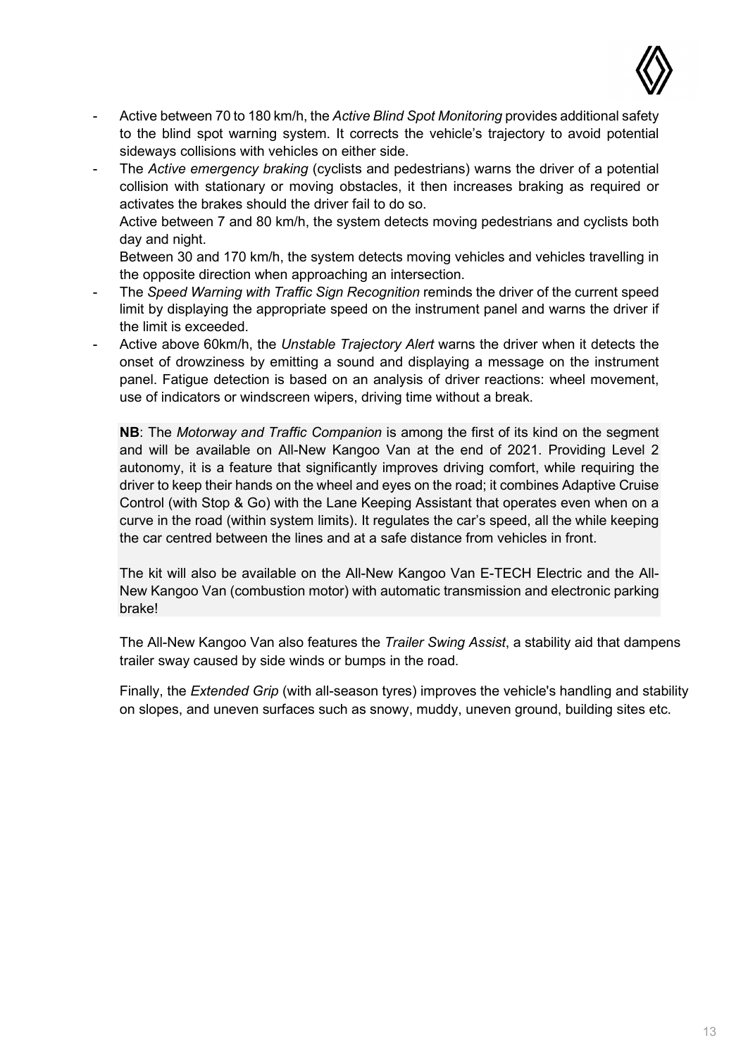- Active between 70 to 180 km/h, the *Active Blind Spot Monitoring* provides additional safety to the blind spot warning system. It corrects the vehicle's trajectory to avoid potential sideways collisions with vehicles on either side.
- The *Active emergency braking* (cyclists and pedestrians) warns the driver of a potential collision with stationary or moving obstacles, it then increases braking as required or activates the brakes should the driver fail to do so.

  Active between 7 and 80 km/h, the system detects moving pedestrians and cyclists both day and night.

  Between 30 and 170 km/h, the system detects moving vehicles and vehicles travelling in the opposite direction when approaching an intersection.
- The *Speed Warning with Traffic Sign Recognition* reminds the driver of the current speed limit by displaying the appropriate speed on the instrument panel and warns the driver if the limit is exceeded.
- Active above 60km/h, the *Unstable Trajectory Alert* warns the driver when it detects the onset of drowziness by emitting a sound and displaying a message on the instrument panel. Fatigue detection is based on an analysis of driver reactions: wheel movement, use of indicators or windscreen wipers, driving time without a break.

**NB**: The *Motorway and Traffic Companion* is among the first of its kind on the segment and will be available on All-New Kangoo Van at the end of 2021. Providing Level 2 autonomy, it is a feature that significantly improves driving comfort, while requiring the driver to keep their hands on the wheel and eyes on the road; it combines Adaptive Cruise Control (with Stop & Go) with the Lane Keeping Assistant that operates even when on a curve in the road (within system limits). It regulates the car's speed, all the while keeping the car centred between the lines and at a safe distance from vehicles in front.

The kit will also be available on the All-New Kangoo Van E-TECH Electric and the All-New Kangoo Van (combustion motor) with automatic transmission and electronic parking brake!

The All-New Kangoo Van also features the *Trailer Swing Assist*, a stability aid that dampens trailer sway caused by side winds or bumps in the road.

Finally, the *Extended Grip* (with all-season tyres) improves the vehicle's handling and stability on slopes, and uneven surfaces such as snowy, muddy, uneven ground, building sites etc.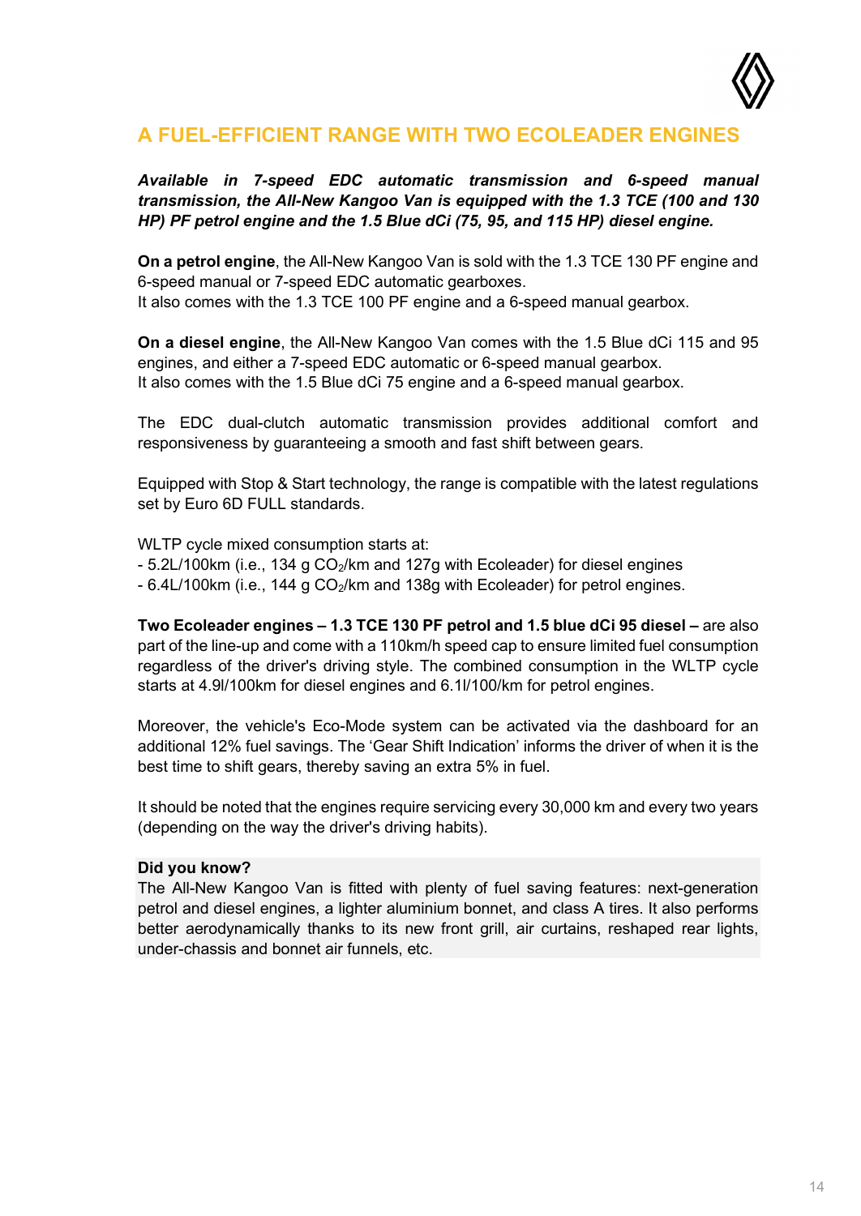## A FUEL-EFFICIENT RANGE WITH TWO ECOLEADER ENGINES

***Available in 7-speed EDC automatic transmission and 6-speed manual transmission, the All-New Kangoo Van is equipped with the 1.3 TCE (100 and 130 HP) PF petrol engine and the 1.5 Blue dCi (75, 95, and 115 HP) diesel engine.***

**On a petrol engine**, the All-New Kangoo Van is sold with the 1.3 TCE 130 PF engine and 6-speed manual or 7-speed EDC automatic gearboxes.
It also comes with the 1.3 TCE 100 PF engine and a 6-speed manual gearbox.

**On a diesel engine**, the All-New Kangoo Van comes with the 1.5 Blue dCi 115 and 95 engines, and either a 7-speed EDC automatic or 6-speed manual gearbox.
It also comes with the 1.5 Blue dCi 75 engine and a 6-speed manual gearbox.

The EDC dual-clutch automatic transmission provides additional comfort and responsiveness by guaranteeing a smooth and fast shift between gears.

Equipped with Stop & Start technology, the range is compatible with the latest regulations set by Euro 6D FULL standards.

WLTP cycle mixed consumption starts at:
- 5.2L/100km (i.e., 134 g $CO_2$/km and 127g with Ecoleader) for diesel engines
- 6.4L/100km (i.e., 144 g $CO_2$/km and 138g with Ecoleader) for petrol engines.

**Two Ecoleader engines – 1.3 TCE 130 PF petrol and 1.5 blue dCi 95 diesel –** are also part of the line-up and come with a 110km/h speed cap to ensure limited fuel consumption regardless of the driver's driving style. The combined consumption in the WLTP cycle starts at 4.9l/100km for diesel engines and 6.1l/100/km for petrol engines.

Moreover, the vehicle's Eco-Mode system can be activated via the dashboard for an additional 12% fuel savings. The 'Gear Shift Indication' informs the driver of when it is the best time to shift gears, thereby saving an extra 5% in fuel.

It should be noted that the engines require servicing every 30,000 km and every two years (depending on the way the driver's driving habits).

**Did you know?**
The All-New Kangoo Van is fitted with plenty of fuel saving features: next-generation petrol and diesel engines, a lighter aluminium bonnet, and class A tires. It also performs better aerodynamically thanks to its new front grill, air curtains, reshaped rear lights, under-chassis and bonnet air funnels, etc.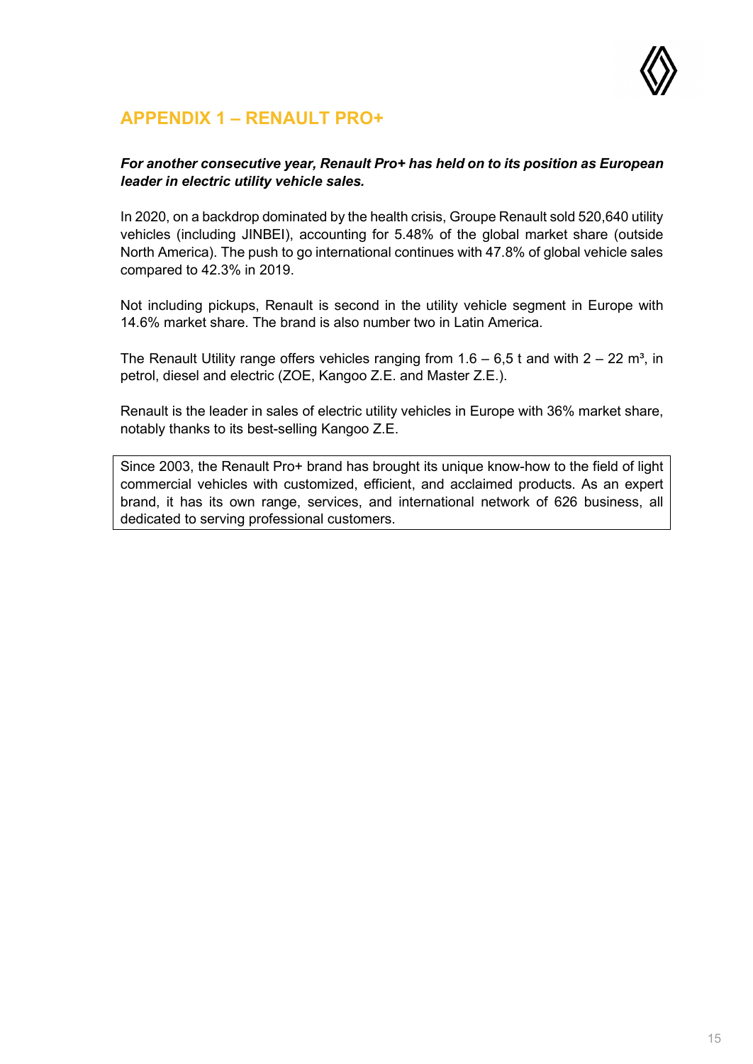## APPENDIX 1 – RENAULT PRO+

***For another consecutive year, Renault Pro+ has held on to its position as European leader in electric utility vehicle sales.***

In 2020, on a backdrop dominated by the health crisis, Groupe Renault sold 520,640 utility vehicles (including JINBEI), accounting for 5.48% of the global market share (outside North America). The push to go international continues with 47.8% of global vehicle sales compared to 42.3% in 2019.

Not including pickups, Renault is second in the utility vehicle segment in Europe with 14.6% market share. The brand is also number two in Latin America.

The Renault Utility range offers vehicles ranging from 1.6 – 6,5 t and with 2 – 22 m³, in petrol, diesel and electric (ZOE, Kangoo Z.E. and Master Z.E.).

Renault is the leader in sales of electric utility vehicles in Europe with 36% market share, notably thanks to its best-selling Kangoo Z.E.

Since 2003, the Renault Pro+ brand has brought its unique know-how to the field of light commercial vehicles with customized, efficient, and acclaimed products. As an expert brand, it has its own range, services, and international network of 626 business, all dedicated to serving professional customers.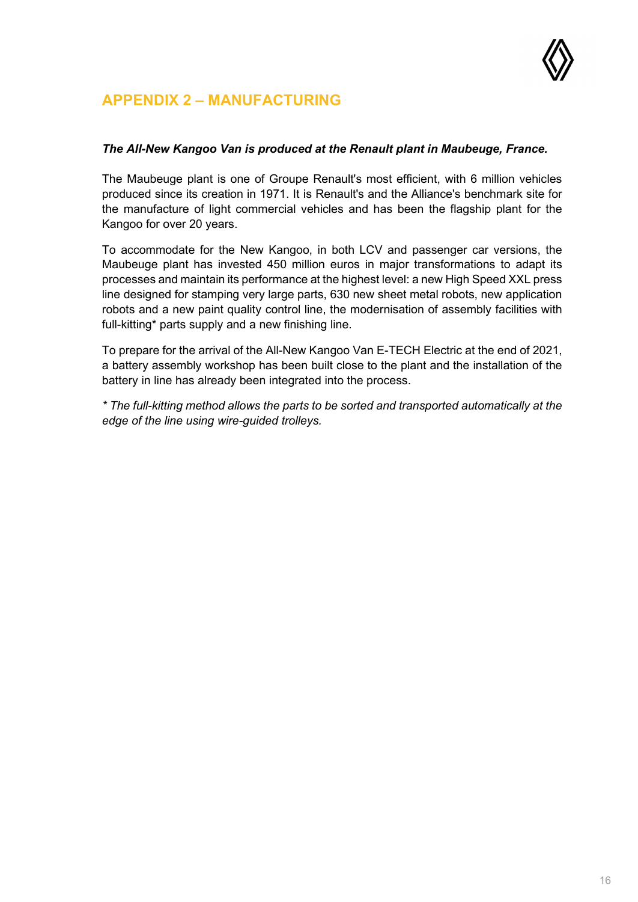## APPENDIX 2 – MANUFACTURING

***The All-New Kangoo Van is produced at the Renault plant in Maubeuge, France.***

The Maubeuge plant is one of Groupe Renault's most efficient, with 6 million vehicles produced since its creation in 1971. It is Renault's and the Alliance's benchmark site for the manufacture of light commercial vehicles and has been the flagship plant for the Kangoo for over 20 years.

To accommodate for the New Kangoo, in both LCV and passenger car versions, the Maubeuge plant has invested 450 million euros in major transformations to adapt its processes and maintain its performance at the highest level: a new High Speed XXL press line designed for stamping very large parts, 630 new sheet metal robots, new application robots and a new paint quality control line, the modernisation of assembly facilities with full-kitting* parts supply and a new finishing line.

To prepare for the arrival of the All-New Kangoo Van E-TECH Electric at the end of 2021, a battery assembly workshop has been built close to the plant and the installation of the battery in line has already been integrated into the process.

*\* The full-kitting method allows the parts to be sorted and transported automatically at the edge of the line using wire-guided trolleys.*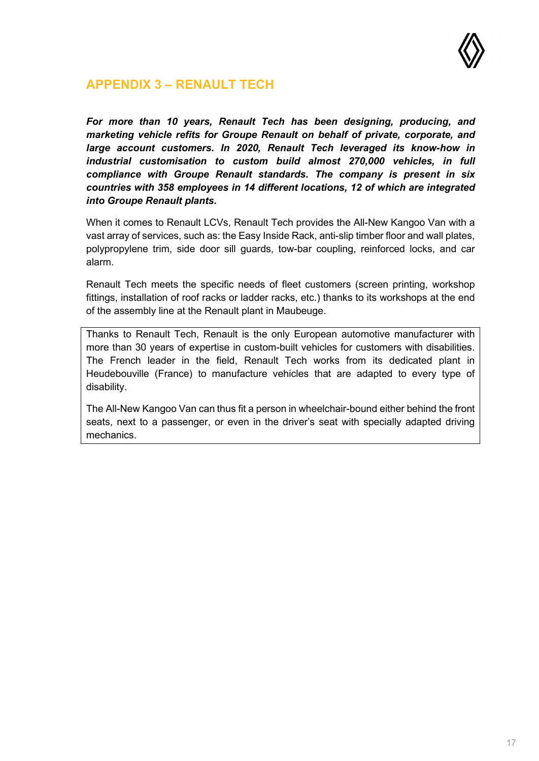## APPENDIX 3 – RENAULT TECH

***For more than 10 years, Renault Tech has been designing, producing, and marketing vehicle refits for Groupe Renault on behalf of private, corporate, and large account customers. In 2020, Renault Tech leveraged its know-how in industrial customisation to custom build almost 270,000 vehicles, in full compliance with Groupe Renault standards. The company is present in six countries with 358 employees in 14 different locations, 12 of which are integrated into Groupe Renault plants.***

When it comes to Renault LCVs, Renault Tech provides the All-New Kangoo Van with a vast array of services, such as: the Easy Inside Rack, anti-slip timber floor and wall plates, polypropylene trim, side door sill guards, tow-bar coupling, reinforced locks, and car alarm.

Renault Tech meets the specific needs of fleet customers (screen printing, workshop fittings, installation of roof racks or ladder racks, etc.) thanks to its workshops at the end of the assembly line at the Renault plant in Maubeuge.

Thanks to Renault Tech, Renault is the only European automotive manufacturer with more than 30 years of expertise in custom-built vehicles for customers with disabilities. The French leader in the field, Renault Tech works from its dedicated plant in Heudebouville (France) to manufacture vehicles that are adapted to every type of disability.

The All-New Kangoo Van can thus fit a person in wheelchair-bound either behind the front seats, next to a passenger, or even in the driver's seat with specially adapted driving mechanics.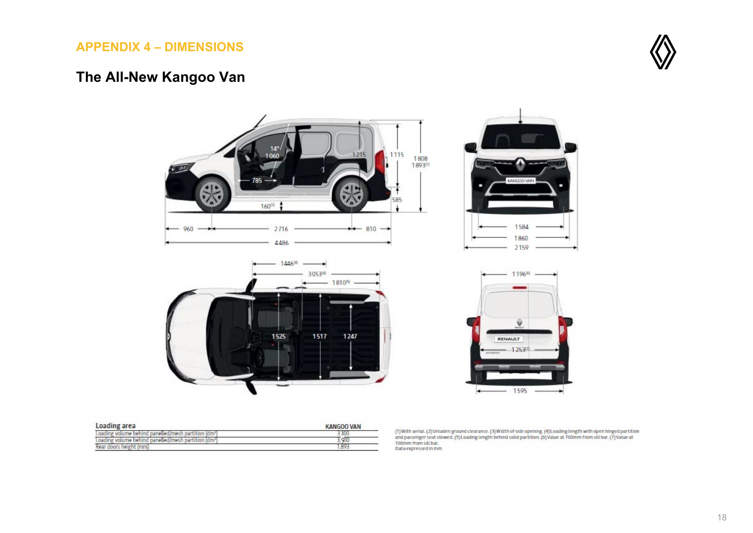## APPENDIX 4 – DIMENSIONS

# The All-New Kangoo Van

| Loading area | KANGOO VAN |
|---|---|
| Loading volume behind panelled/mesh partition (dm³) | 3.300 |
| Loading volume behind panelled/mesh partition (dm³) | 3.900 |
| Rear doors height (mm) | 1.893 |

(1) With aerial. (2) Unladen ground clearance. (3) Width of side opening. (4) Loading length with open hinged partition and passenger seat stowed. (5) Loading length behind solid partition. (6) Value at 700mm from sill bar. (7) Value at 100mm from sill bar.
Data expressed in mm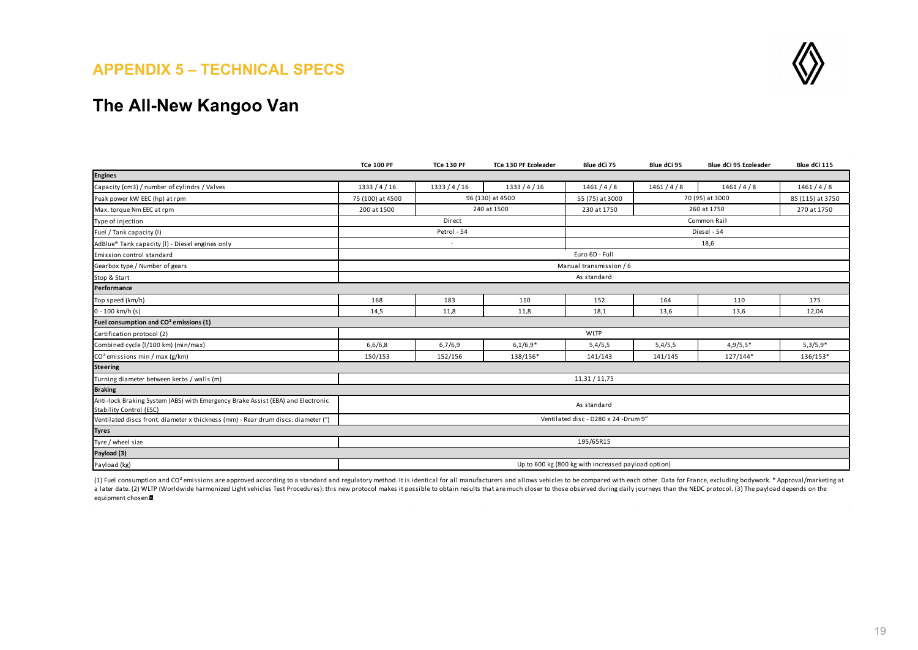## APPENDIX 5 – TECHNICAL SPECS

# The All-New Kangoo Van

| | TCe 100 PF | TCe 130 PF | TCe 130 PF Ecoleader | Blue dCi 75 | Blue dCi 95 | Blue dCi 95 Ecoleader | Blue dCi 115 |
|---|---|---|---|---|---|---|---|
| **Engines** | | | | | | | |
| Capacity (cm3) / number of cylindrs / Valves | 1333 / 4 / 16 | 1333 / 4 / 16 | 1333 / 4 / 16 | 1461 / 4 / 8 | 1461 / 4 / 8 | 1461 / 4 / 8 | 1461 / 4 / 8 |
| Peak power kW EEC (hp) at rpm | 75 (100) at 4500 | 96 (130) at 4500 | | 55 (75) at 3000 | 70 (95) at 3000 | | 85 (115) at 3750 |
| Max. torque Nm EEC at rpm | 200 at 1500 | 240 at 1500 | | 230 at 1750 | 260 at 1750 | | 270 at 1750 |
| Type of injection | Direct | | | Common Rail | | | |
| Fuel / Tank capacity (l) | Petrol - 54 | | | Diesel - 54 | | | |
| AdBlue® Tank capacity (l) - Diesel engines only | - | | | 18,6 | | | |
| Emission control standard | Euro 6D - Full | | | | | | |
| Gearbox type / Number of gears | Manual transmission / 6 | | | | | | |
| Stop & Start | As standard | | | | | | |
| **Performance** | | | | | | | |
| Top speed (km/h) | 168 | 183 | 110 | 152 | 164 | 110 | 175 |
| 0 - 100 km/h (s) | 14,5 | 11,8 | 11,8 | 18,1 | 13,6 | 13,6 | 12,04 |
| **Fuel consumption and CO² emissions (1)** | | | | | | | |
| Certification protocol (2) | WLTP | | | | | | |
| Combined cycle (l/100 km) (min/max) | 6,6/6,8 | 6,7/6,9 | 6,1/6,9* | 5,4/5,5 | 5,4/5,5 | 4,9/5,5* | 5,3/5,9* |
| CO² emissions min / max (g/km) | 150/153 | 152/156 | 138/156* | 141/143 | 141/145 | 127/144* | 136/153* |
| **Steering** | | | | | | | |
| Turning diameter between kerbs / walls (m) | 11,31 / 11,75 | | | | | | |
| **Braking** | | | | | | | |
| Anti-lock Braking System (ABS) with Emergency Brake Assist (EBA) and Electronic Stability Control (ESC) | As standard | | | | | | |
| Ventilated discs front: diameter x thickness (mm) - Rear drum discs: diameter (") | Ventilated disc - D280 x 24 -Drum 9" | | | | | | |
| **Tyres** | | | | | | | |
| Tyre / wheel size | 195/65R15 | | | | | | |
| **Payload (3)** | | | | | | | |
| Payload (kg) | Up to 600 kg (800 kg with increased payload option) | | | | | | |

(1) Fuel consumption and CO² emissions are approved according to a standard and regulatory method. It is identical for all manufacturers and allows vehicles to be compared with each other. Data for France, excluding bodywork. * Approval/marketing at a later date. (2) WLTP (Worldwide harmonized Light vehicles Test Procedures): this new protocol makes it possible to obtain results that are much closer to those observed during daily journeys than the NEDC protocol. (3) The payload depends on the equipment chosen.